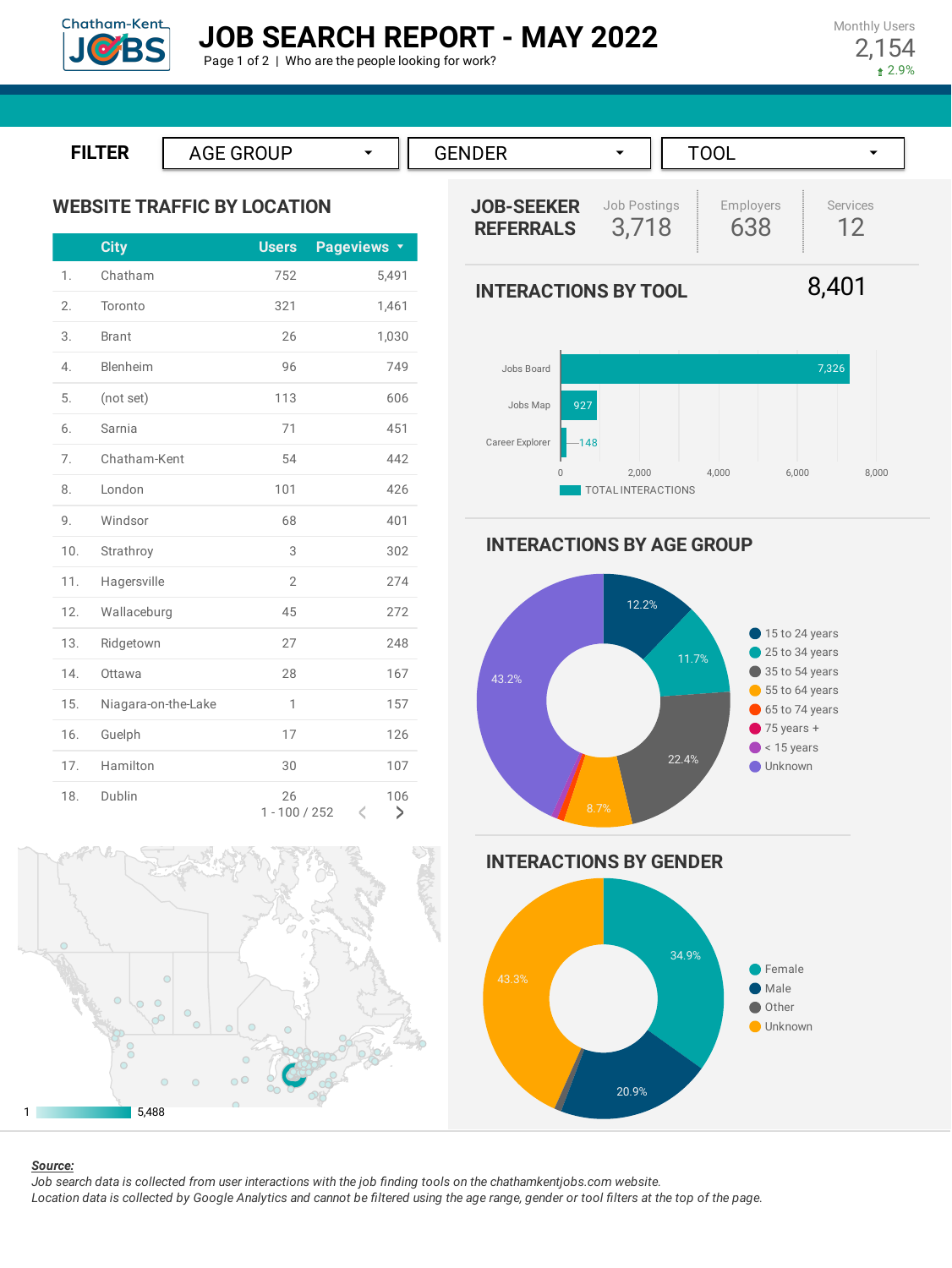Chatham-Kent JOBS

# JOB SEARCH REPORT - MAY 2022

Page 1 of 2 | Who are the people looking for work?

Monthly Users
2,154
2.9%

**FILTER** AGE GROUP | GENDER | TOOL

## WEBSITE TRAFFIC BY LOCATION

| | City | Users | Pageviews |
|---|---|---|---|
| 1. | Chatham | 752 | 5,491 |
| 2. | Toronto | 321 | 1,461 |
| 3. | Brant | 26 | 1,030 |
| 4. | Blenheim | 96 | 749 |
| 5. | (not set) | 113 | 606 |
| 6. | Sarnia | 71 | 451 |
| 7. | Chatham-Kent | 54 | 442 |
| 8. | London | 101 | 426 |
| 9. | Windsor | 68 | 401 |
| 10. | Strathroy | 3 | 302 |
| 11. | Hagersville | 2 | 274 |
| 12. | Wallaceburg | 45 | 272 |
| 13. | Ridgetown | 27 | 248 |
| 14. | Ottawa | 28 | 167 |
| 15. | Niagara-on-the-Lake | 1 | 157 |
| 16. | Guelph | 17 | 126 |
| 17. | Hamilton | 30 | 107 |
| 18. | Dublin | 26 | 106 |

1 - 100 / 252

1
5,488

## JOB-SEEKER REFERRALS

Job Postings 3,718 | Employers 638 | Services 12

## INTERACTIONS BY TOOL

8,401

Jobs Board 7,326
Jobs Map 927
Career Explorer 148

0 2,000 4,000 6,000 8,000

TOTAL INTERACTIONS

## INTERACTIONS BY AGE GROUP

12.2%
11.7%
22.4%
8.7%
43.2%

15 to 24 years
25 to 34 years
35 to 54 years
55 to 64 years
65 to 74 years
75 years +
< 15 years
Unknown

## INTERACTIONS BY GENDER

34.9%
20.9%
43.3%

Female
Male
Other
Unknown

***Source:***
*Job search data is collected from user interactions with the job finding tools on the chathamkentjobs.com website.*
*Location data is collected by Google Analytics and cannot be filtered using the age range, gender or tool filters at the top of the page.*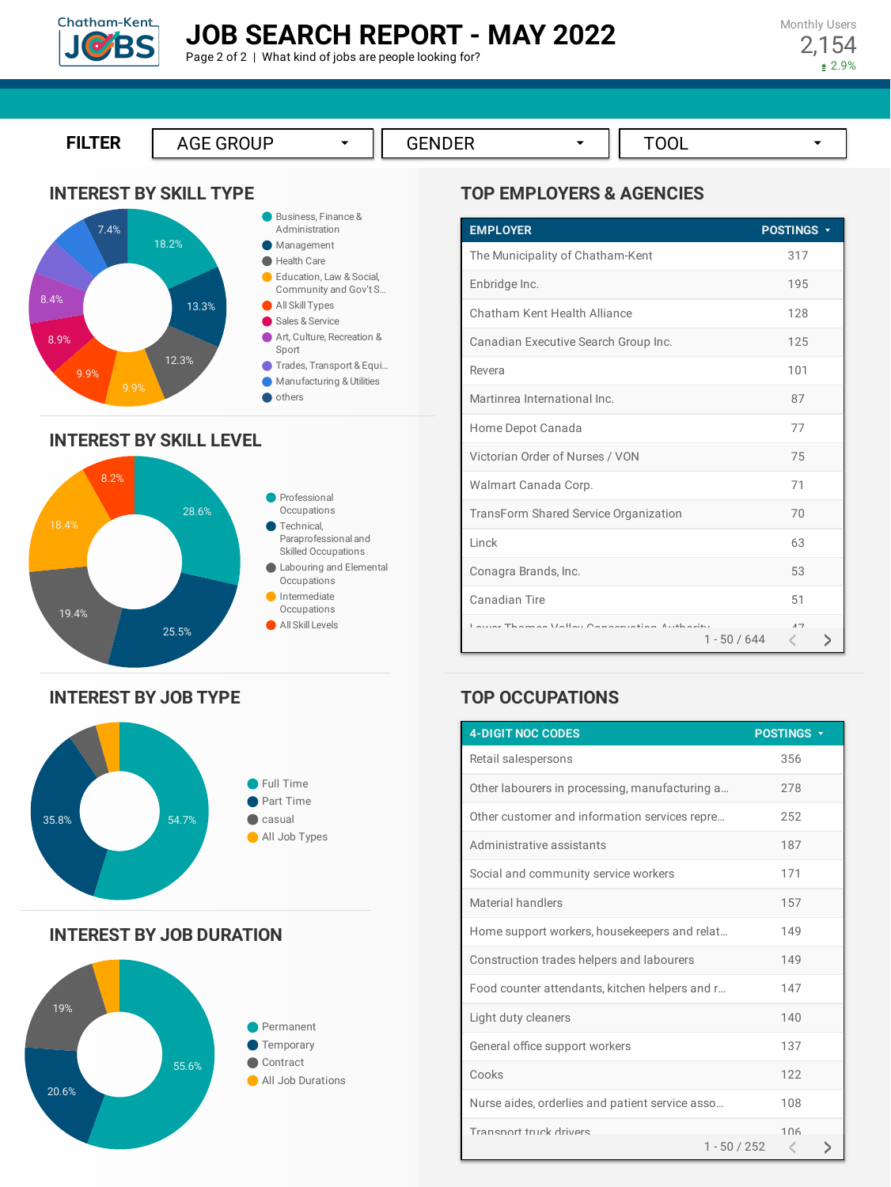Chatham-Kent JOBS

# JOB SEARCH REPORT - MAY 2022

Page 2 of 2 | What kind of jobs are people looking for?

Monthly Users
2,154
2.9%

FILTER: AGE GROUP | GENDER | TOOL

## INTEREST BY SKILL TYPE

18.2%
13.3%
12.3%
9.9%
9.9%
8.9%
8.4%
7.4%

- Business, Finance & Administration
- Management
- Health Care
- Education, Law & Social, Community and Gov't S...
- All Skill Types
- Sales & Service
- Art, Culture, Recreation & Sport
- Trades, Transport & Equi...
- Manufacturing & Utilities
- others

## INTEREST BY SKILL LEVEL

28.6%
25.5%
19.4%
18.4%
8.2%

- Professional Occupations
- Technical, Paraprofessional and Skilled Occupations
- Labouring and Elemental Occupations
- Intermediate Occupations
- All Skill Levels

## INTEREST BY JOB TYPE

54.7%
35.8%

- Full Time
- Part Time
- casual
- All Job Types

## INTEREST BY JOB DURATION

55.6%
20.6%
19%

- Permanent
- Temporary
- Contract
- All Job Durations

## TOP EMPLOYERS & AGENCIES

| EMPLOYER | POSTINGS |
|---|---|
| The Municipality of Chatham-Kent | 317 |
| Enbridge Inc. | 195 |
| Chatham Kent Health Alliance | 128 |
| Canadian Executive Search Group Inc. | 125 |
| Revera | 101 |
| Martinrea International Inc. | 87 |
| Home Depot Canada | 77 |
| Victorian Order of Nurses / VON | 75 |
| Walmart Canada Corp. | 71 |
| TransForm Shared Service Organization | 70 |
| Linck | 63 |
| Conagra Brands, Inc. | 53 |
| Canadian Tire | 51 |
| Lower Thames Valley Conservation Authority | 47 |

1 - 50 / 644

## TOP OCCUPATIONS

| 4-DIGIT NOC CODES | POSTINGS |
|---|---|
| Retail salespersons | 356 |
| Other labourers in processing, manufacturing a... | 278 |
| Other customer and information services repre... | 252 |
| Administrative assistants | 187 |
| Social and community service workers | 171 |
| Material handlers | 157 |
| Home support workers, housekeepers and relat... | 149 |
| Construction trades helpers and labourers | 149 |
| Food counter attendants, kitchen helpers and r... | 147 |
| Light duty cleaners | 140 |
| General office support workers | 137 |
| Cooks | 122 |
| Nurse aides, orderlies and patient service asso... | 108 |
| Transport truck drivers | 106 |

1 - 50 / 252